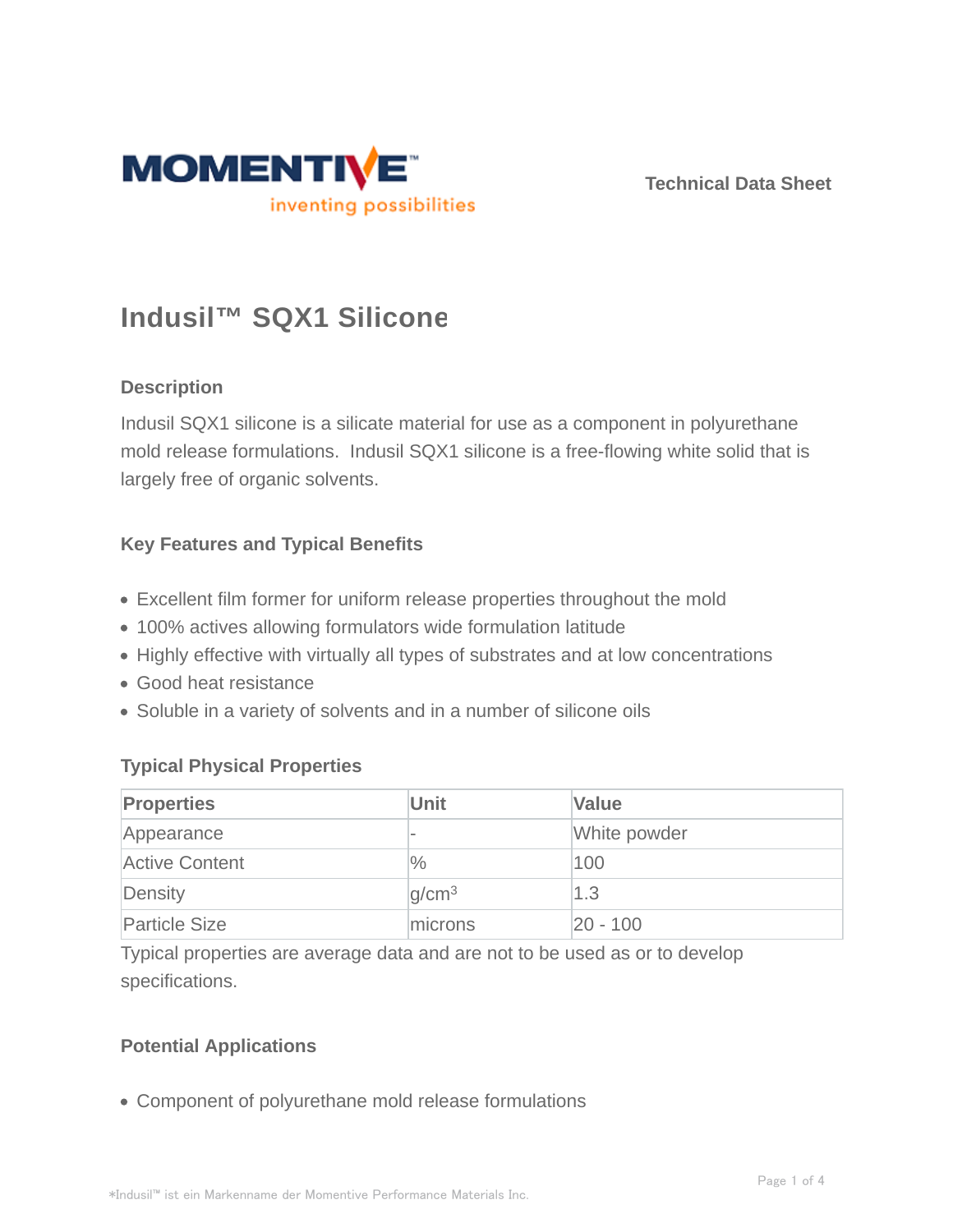**MOMENTIVE**
inventing possibilities

Technical Data Sheet

# Indusil™ SQX1 Silicone

## Description

Indusil SQX1 silicone is a silicate material for use as a component in polyurethane mold release formulations. Indusil SQX1 silicone is a free-flowing white solid that is largely free of organic solvents.

## Key Features and Typical Benefits

- Excellent film former for uniform release properties throughout the mold
- 100% actives allowing formulators wide formulation latitude
- Highly effective with virtually all types of substrates and at low concentrations
- Good heat resistance
- Soluble in a variety of solvents and in a number of silicone oils

## Typical Physical Properties

| Properties | Unit | Value |
| --- | --- | --- |
| Appearance | - | White powder |
| Active Content | % | 100 |
| Density | $g/cm^3$ | 1.3 |
| Particle Size | microns | 20 - 100 |

Typical properties are average data and are not to be used as or to develop specifications.

## Potential Applications

- Component of polyurethane mold release formulations

*Indusil™ ist ein Markenname der Momentive Performance Materials Inc.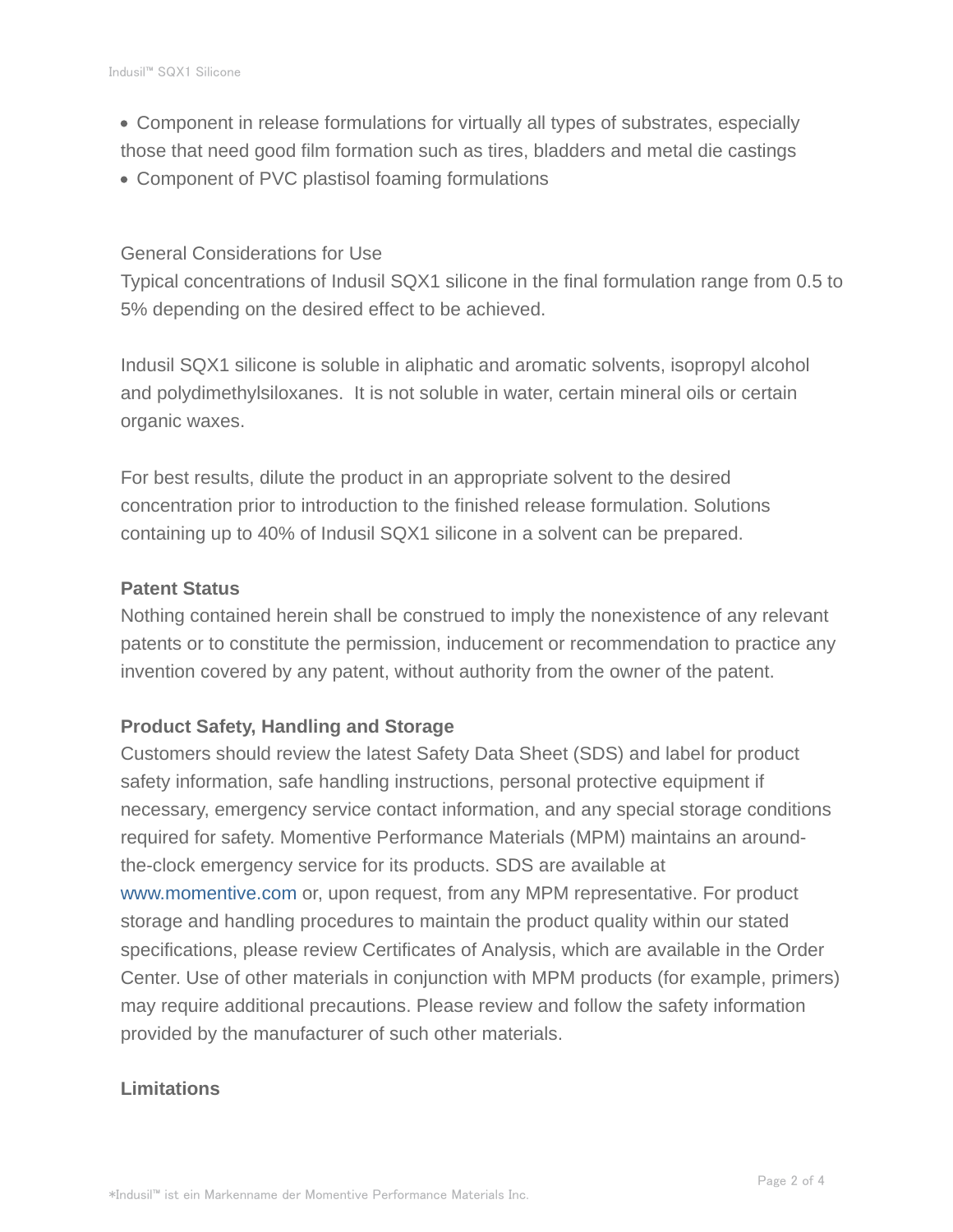- Component in release formulations for virtually all types of substrates, especially those that need good film formation such as tires, bladders and metal die castings
- Component of PVC plastisol foaming formulations

General Considerations for Use

Typical concentrations of Indusil SQX1 silicone in the final formulation range from 0.5 to 5% depending on the desired effect to be achieved.

Indusil SQX1 silicone is soluble in aliphatic and aromatic solvents, isopropyl alcohol and polydimethylsiloxanes. It is not soluble in water, certain mineral oils or certain organic waxes.

For best results, dilute the product in an appropriate solvent to the desired concentration prior to introduction to the finished release formulation. Solutions containing up to 40% of Indusil SQX1 silicone in a solvent can be prepared.

**Patent Status**

Nothing contained herein shall be construed to imply the nonexistence of any relevant patents or to constitute the permission, inducement or recommendation to practice any invention covered by any patent, without authority from the owner of the patent.

**Product Safety, Handling and Storage**

Customers should review the latest Safety Data Sheet (SDS) and label for product safety information, safe handling instructions, personal protective equipment if necessary, emergency service contact information, and any special storage conditions required for safety. Momentive Performance Materials (MPM) maintains an around-the-clock emergency service for its products. SDS are available at www.momentive.com or, upon request, from any MPM representative. For product storage and handling procedures to maintain the product quality within our stated specifications, please review Certificates of Analysis, which are available in the Order Center. Use of other materials in conjunction with MPM products (for example, primers) may require additional precautions. Please review and follow the safety information provided by the manufacturer of such other materials.

**Limitations**

*Indusil™ ist ein Markenname der Momentive Performance Materials Inc.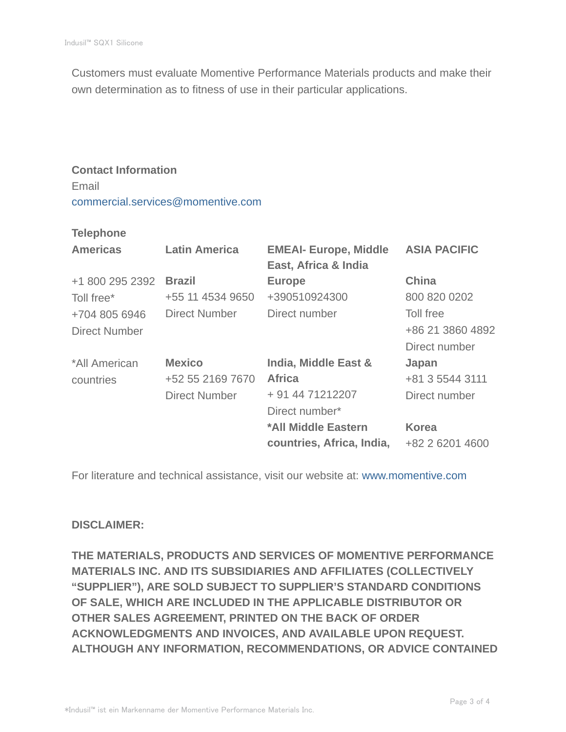Customers must evaluate Momentive Performance Materials products and make their own determination as to fitness of use in their particular applications.

**Contact Information**

Email

commercial.services@momentive.com

**Telephone**

| **Americas** | **Latin America** | **EMEAI- Europe, Middle East, Africa & India** | **ASIA PACIFIC** |
|---|---|---|---|
| +1 800 295 2392<br>Toll free*<br>+704 805 6946<br>Direct Number | **Brazil**<br>+55 11 4534 9650<br>Direct Number | **Europe**<br>+390510924300<br>Direct number | **China**<br>800 820 0202<br>Toll free<br>+86 21 3860 4892<br>Direct number |
| *All American countries | **Mexico**<br>+52 55 2169 7670<br>Direct Number | **India, Middle East & Africa**<br>+ 91 44 71212207<br>Direct number* | **Japan**<br>+81 3 5544 3111<br>Direct number |
| | | ***All Middle Eastern countries, Africa, India,** | **Korea**<br>+82 2 6201 4600 |

For literature and technical assistance, visit our website at: www.momentive.com

**DISCLAIMER:**

**THE MATERIALS, PRODUCTS AND SERVICES OF MOMENTIVE PERFORMANCE MATERIALS INC. AND ITS SUBSIDIARIES AND AFFILIATES (COLLECTIVELY "SUPPLIER"), ARE SOLD SUBJECT TO SUPPLIER'S STANDARD CONDITIONS OF SALE, WHICH ARE INCLUDED IN THE APPLICABLE DISTRIBUTOR OR OTHER SALES AGREEMENT, PRINTED ON THE BACK OF ORDER ACKNOWLEDGMENTS AND INVOICES, AND AVAILABLE UPON REQUEST. ALTHOUGH ANY INFORMATION, RECOMMENDATIONS, OR ADVICE CONTAINED**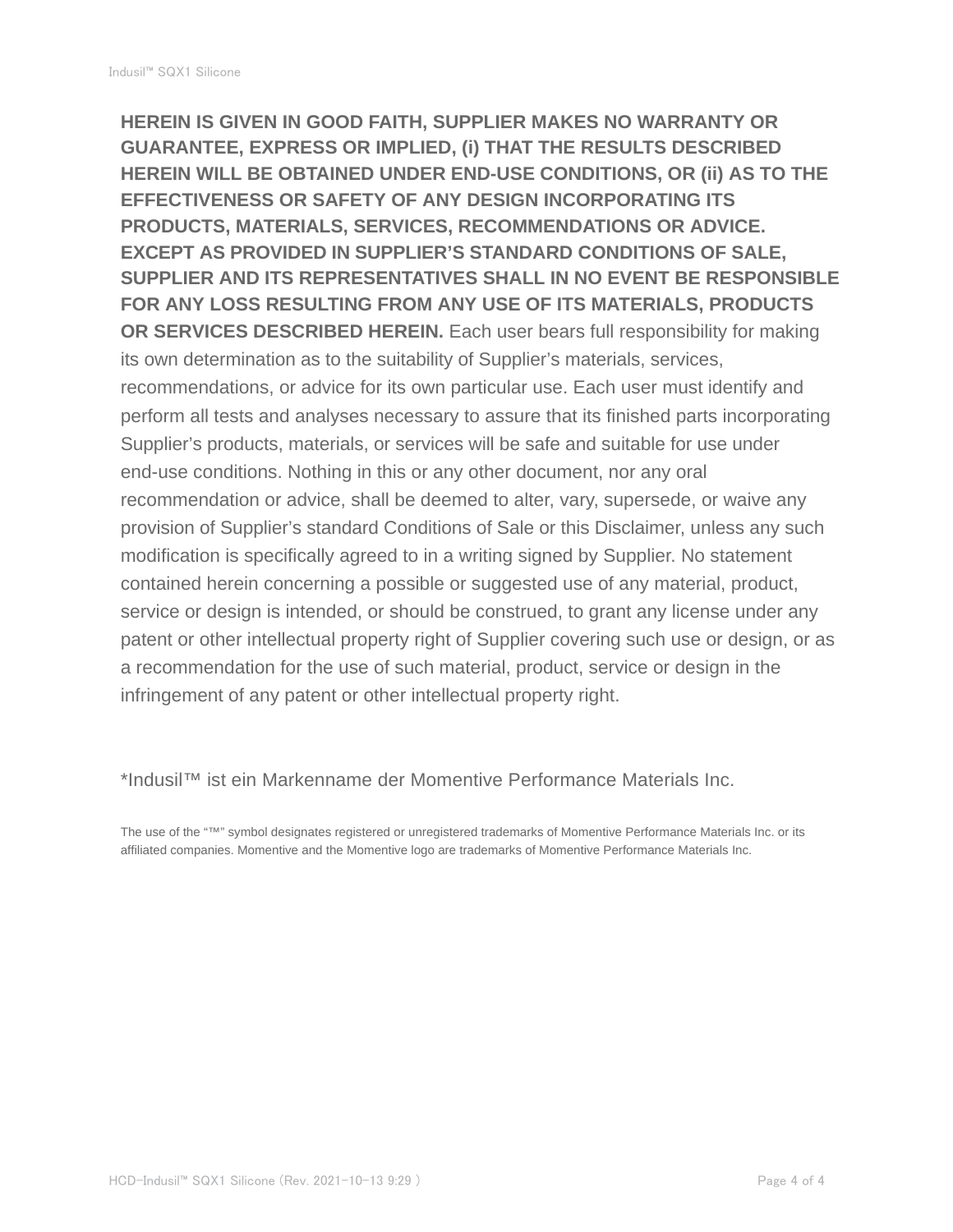**HEREIN IS GIVEN IN GOOD FAITH, SUPPLIER MAKES NO WARRANTY OR GUARANTEE, EXPRESS OR IMPLIED, (i) THAT THE RESULTS DESCRIBED HEREIN WILL BE OBTAINED UNDER END-USE CONDITIONS, OR (ii) AS TO THE EFFECTIVENESS OR SAFETY OF ANY DESIGN INCORPORATING ITS PRODUCTS, MATERIALS, SERVICES, RECOMMENDATIONS OR ADVICE. EXCEPT AS PROVIDED IN SUPPLIER'S STANDARD CONDITIONS OF SALE, SUPPLIER AND ITS REPRESENTATIVES SHALL IN NO EVENT BE RESPONSIBLE FOR ANY LOSS RESULTING FROM ANY USE OF ITS MATERIALS, PRODUCTS OR SERVICES DESCRIBED HEREIN.** Each user bears full responsibility for making its own determination as to the suitability of Supplier's materials, services, recommendations, or advice for its own particular use. Each user must identify and perform all tests and analyses necessary to assure that its finished parts incorporating Supplier's products, materials, or services will be safe and suitable for use under end-use conditions. Nothing in this or any other document, nor any oral recommendation or advice, shall be deemed to alter, vary, supersede, or waive any provision of Supplier's standard Conditions of Sale or this Disclaimer, unless any such modification is specifically agreed to in a writing signed by Supplier. No statement contained herein concerning a possible or suggested use of any material, product, service or design is intended, or should be construed, to grant any license under any patent or other intellectual property right of Supplier covering such use or design, or as a recommendation for the use of such material, product, service or design in the infringement of any patent or other intellectual property right.

*Indusil™ ist ein Markenname der Momentive Performance Materials Inc.

The use of the "™" symbol designates registered or unregistered trademarks of Momentive Performance Materials Inc. or its affiliated companies. Momentive and the Momentive logo are trademarks of Momentive Performance Materials Inc.